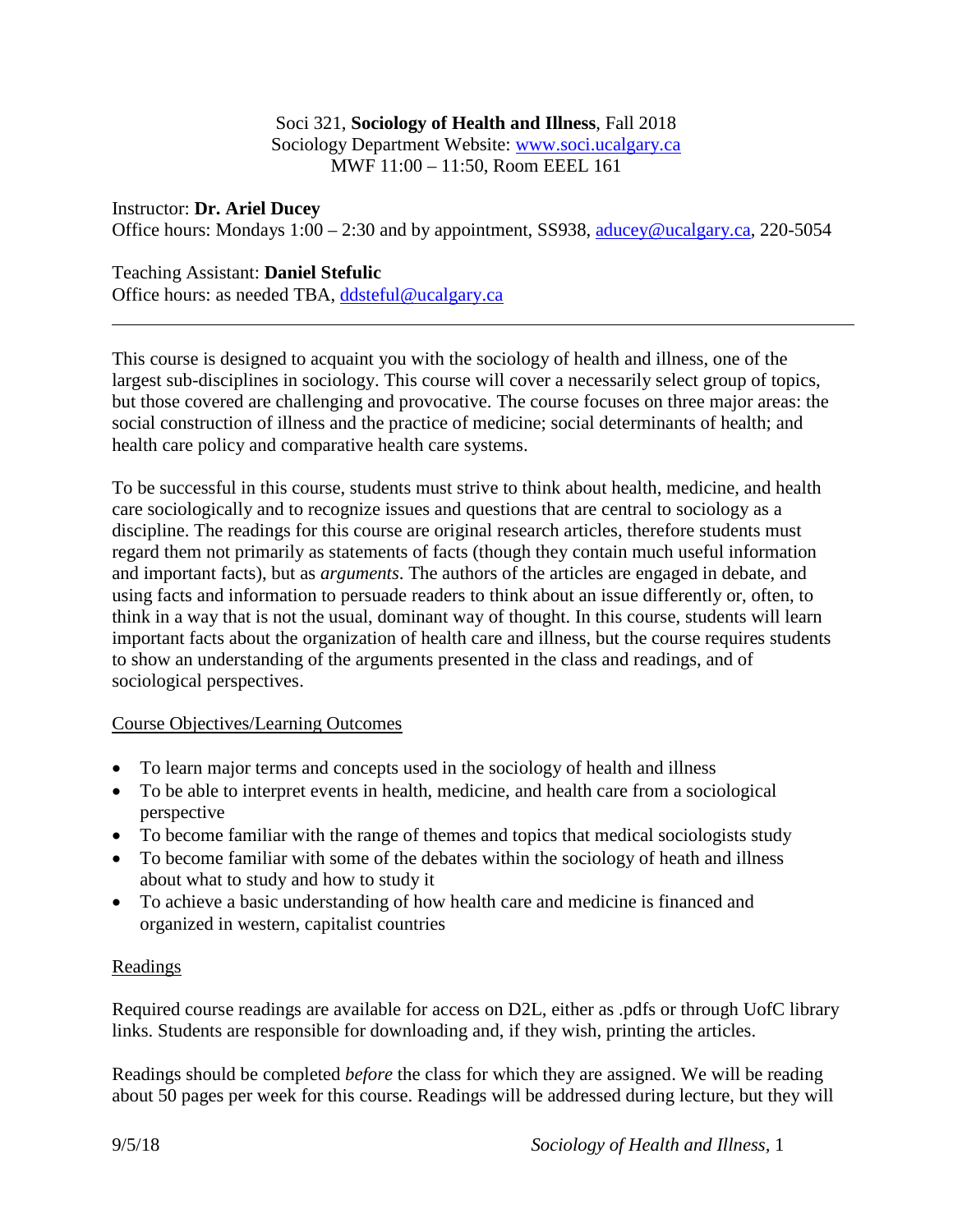Soci 321, **Sociology of Health and Illness**, Fall 2018
Sociology Department Website: [www.soci.ucalgary.ca](http://www.soci.ucalgary.ca)
MWF 11:00 – 11:50, Room EEEL 161

Instructor: **Dr. Ariel Ducey**
Office hours: Mondays 1:00 – 2:30 and by appointment, SS938, [aducey@ucalgary.ca](mailto:aducey@ucalgary.ca), 220-5054

Teaching Assistant: **Daniel Stefulic**
Office hours: as needed TBA, [ddsteful@ucalgary.ca](mailto:ddsteful@ucalgary.ca)

---

This course is designed to acquaint you with the sociology of health and illness, one of the largest sub-disciplines in sociology. This course will cover a necessarily select group of topics, but those covered are challenging and provocative. The course focuses on three major areas: the social construction of illness and the practice of medicine; social determinants of health; and health care policy and comparative health care systems.

To be successful in this course, students must strive to think about health, medicine, and health care sociologically and to recognize issues and questions that are central to sociology as a discipline. The readings for this course are original research articles, therefore students must regard them not primarily as statements of facts (though they contain much useful information and important facts), but as *arguments*. The authors of the articles are engaged in debate, and using facts and information to persuade readers to think about an issue differently or, often, to think in a way that is not the usual, dominant way of thought. In this course, students will learn important facts about the organization of health care and illness, but the course requires students to show an understanding of the arguments presented in the class and readings, and of sociological perspectives.

Course Objectives/Learning Outcomes

- To learn major terms and concepts used in the sociology of health and illness
- To be able to interpret events in health, medicine, and health care from a sociological perspective
- To become familiar with the range of themes and topics that medical sociologists study
- To become familiar with some of the debates within the sociology of heath and illness about what to study and how to study it
- To achieve a basic understanding of how health care and medicine is financed and organized in western, capitalist countries

Readings

Required course readings are available for access on D2L, either as .pdfs or through UofC library links. Students are responsible for downloading and, if they wish, printing the articles.

Readings should be completed *before* the class for which they are assigned. We will be reading about 50 pages per week for this course. Readings will be addressed during lecture, but they will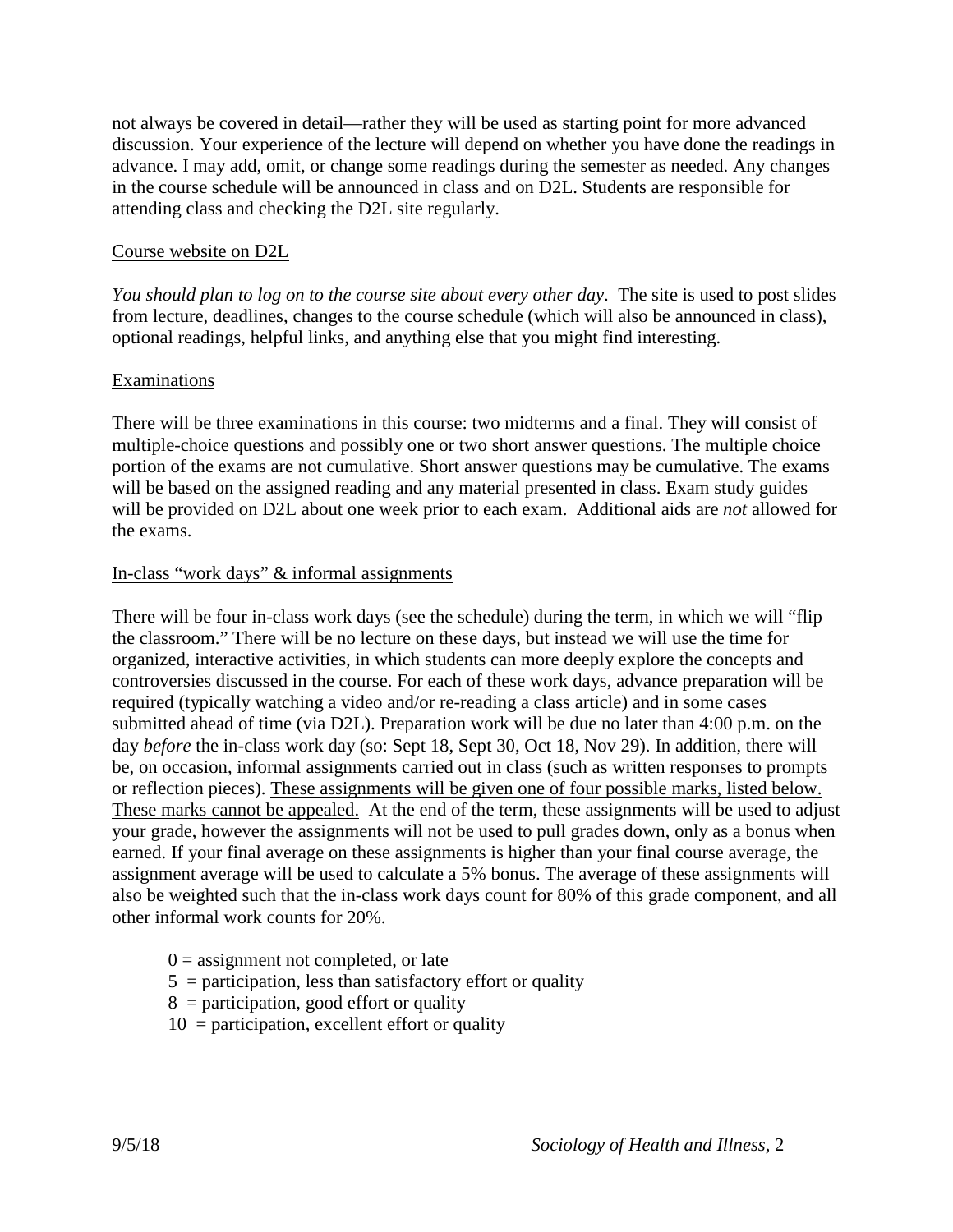not always be covered in detail—rather they will be used as starting point for more advanced discussion. Your experience of the lecture will depend on whether you have done the readings in advance. I may add, omit, or change some readings during the semester as needed. Any changes in the course schedule will be announced in class and on D2L. Students are responsible for attending class and checking the D2L site regularly.

<u>Course website on D2L</u>

*You should plan to log on to the course site about every other day*. The site is used to post slides from lecture, deadlines, changes to the course schedule (which will also be announced in class), optional readings, helpful links, and anything else that you might find interesting.

<u>Examinations</u>

There will be three examinations in this course: two midterms and a final. They will consist of multiple-choice questions and possibly one or two short answer questions. The multiple choice portion of the exams are not cumulative. Short answer questions may be cumulative. The exams will be based on the assigned reading and any material presented in class. Exam study guides will be provided on D2L about one week prior to each exam. Additional aids are *not* allowed for the exams.

<u>In-class "work days" & informal assignments</u>

There will be four in-class work days (see the schedule) during the term, in which we will "flip the classroom." There will be no lecture on these days, but instead we will use the time for organized, interactive activities, in which students can more deeply explore the concepts and controversies discussed in the course. For each of these work days, advance preparation will be required (typically watching a video and/or re-reading a class article) and in some cases submitted ahead of time (via D2L). Preparation work will be due no later than 4:00 p.m. on the day *before* the in-class work day (so: Sept 18, Sept 30, Oct 18, Nov 29). In addition, there will be, on occasion, informal assignments carried out in class (such as written responses to prompts or reflection pieces). <u>These assignments will be given one of four possible marks, listed below. These marks cannot be appealed.</u> At the end of the term, these assignments will be used to adjust your grade, however the assignments will not be used to pull grades down, only as a bonus when earned. If your final average on these assignments is higher than your final course average, the assignment average will be used to calculate a 5% bonus. The average of these assignments will also be weighted such that the in-class work days count for 80% of this grade component, and all other informal work counts for 20%.

- 0 = assignment not completed, or late
- 5 = participation, less than satisfactory effort or quality
- 8 = participation, good effort or quality
- 10 = participation, excellent effort or quality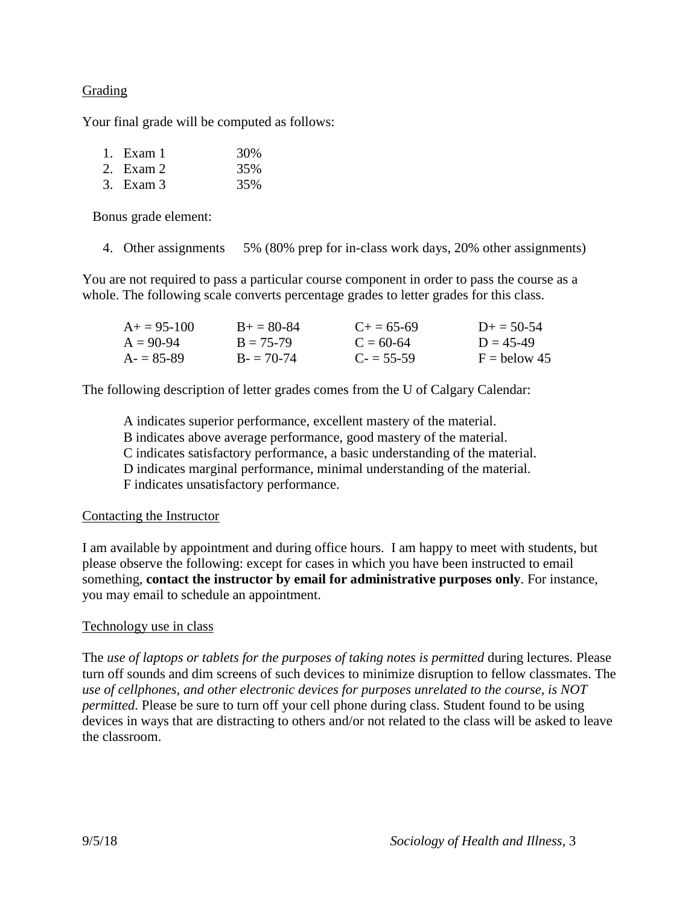## Grading

Your final grade will be computed as follows:

1. Exam 1 30%
2. Exam 2 35%
3. Exam 3 35%

Bonus grade element:

4. Other assignments 5% (80% prep for in-class work days, 20% other assignments)

You are not required to pass a particular course component in order to pass the course as a whole. The following scale converts percentage grades to letter grades for this class.

| | | | |
|---|---|---|---|
| A+ = 95-100 | B+ = 80-84 | C+ = 65-69 | D+ = 50-54 |
| A = 90-94 | B = 75-79 | C = 60-64 | D = 45-49 |
| A- = 85-89 | B- = 70-74 | C- = 55-59 | F = below 45 |

The following description of letter grades comes from the U of Calgary Calendar:

A indicates superior performance, excellent mastery of the material.
B indicates above average performance, good mastery of the material.
C indicates satisfactory performance, a basic understanding of the material.
D indicates marginal performance, minimal understanding of the material.
F indicates unsatisfactory performance.

## Contacting the Instructor

I am available by appointment and during office hours. I am happy to meet with students, but please observe the following: except for cases in which you have been instructed to email something, **contact the instructor by email for administrative purposes only**. For instance, you may email to schedule an appointment.

## Technology use in class

The *use of laptops or tablets for the purposes of taking notes is permitted* during lectures. Please turn off sounds and dim screens of such devices to minimize disruption to fellow classmates. The *use of cellphones, and other electronic devices for purposes unrelated to the course, is NOT permitted*. Please be sure to turn off your cell phone during class. Student found to be using devices in ways that are distracting to others and/or not related to the class will be asked to leave the classroom.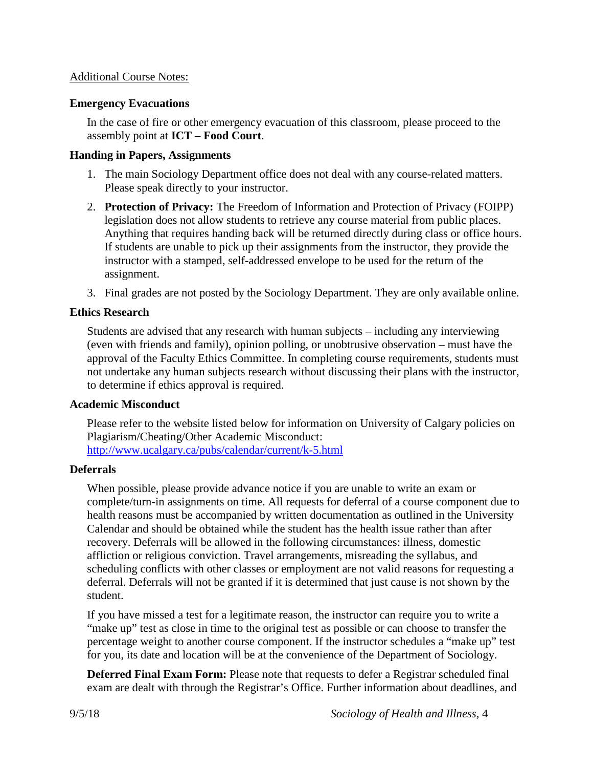Additional Course Notes:

### Emergency Evacuations

In the case of fire or other emergency evacuation of this classroom, please proceed to the assembly point at **ICT – Food Court**.

### Handing in Papers, Assignments

1. The main Sociology Department office does not deal with any course-related matters. Please speak directly to your instructor.
2. **Protection of Privacy:** The Freedom of Information and Protection of Privacy (FOIPP) legislation does not allow students to retrieve any course material from public places. Anything that requires handing back will be returned directly during class or office hours. If students are unable to pick up their assignments from the instructor, they provide the instructor with a stamped, self-addressed envelope to be used for the return of the assignment.
3. Final grades are not posted by the Sociology Department. They are only available online.

### Ethics Research

Students are advised that any research with human subjects – including any interviewing (even with friends and family), opinion polling, or unobtrusive observation – must have the approval of the Faculty Ethics Committee. In completing course requirements, students must not undertake any human subjects research without discussing their plans with the instructor, to determine if ethics approval is required.

### Academic Misconduct

Please refer to the website listed below for information on University of Calgary policies on Plagiarism/Cheating/Other Academic Misconduct:
http://www.ucalgary.ca/pubs/calendar/current/k-5.html

### Deferrals

When possible, please provide advance notice if you are unable to write an exam or complete/turn-in assignments on time. All requests for deferral of a course component due to health reasons must be accompanied by written documentation as outlined in the University Calendar and should be obtained while the student has the health issue rather than after recovery. Deferrals will be allowed in the following circumstances: illness, domestic affliction or religious conviction. Travel arrangements, misreading the syllabus, and scheduling conflicts with other classes or employment are not valid reasons for requesting a deferral. Deferrals will not be granted if it is determined that just cause is not shown by the student.

If you have missed a test for a legitimate reason, the instructor can require you to write a "make up" test as close in time to the original test as possible or can choose to transfer the percentage weight to another course component. If the instructor schedules a "make up" test for you, its date and location will be at the convenience of the Department of Sociology.

**Deferred Final Exam Form:** Please note that requests to defer a Registrar scheduled final exam are dealt with through the Registrar's Office. Further information about deadlines, and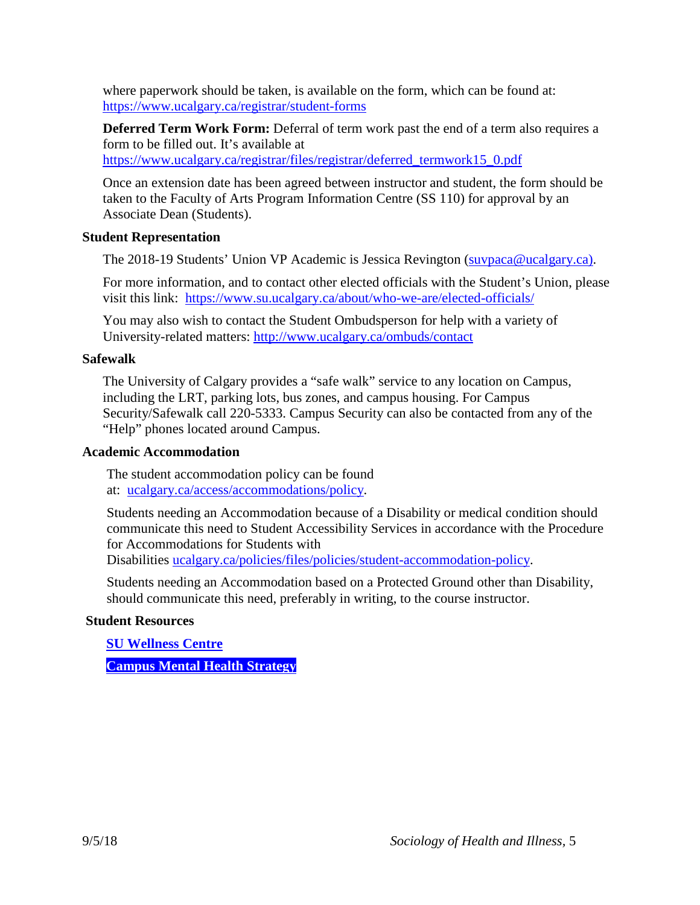where paperwork should be taken, is available on the form, which can be found at: https://www.ucalgary.ca/registrar/student-forms

**Deferred Term Work Form:** Deferral of term work past the end of a term also requires a form to be filled out. It's available at https://www.ucalgary.ca/registrar/files/registrar/deferred_termwork15_0.pdf

Once an extension date has been agreed between instructor and student, the form should be taken to the Faculty of Arts Program Information Centre (SS 110) for approval by an Associate Dean (Students).

**Student Representation**

The 2018-19 Students' Union VP Academic is Jessica Revington (suvpaca@ucalgary.ca).

For more information, and to contact other elected officials with the Student's Union, please visit this link: https://www.su.ucalgary.ca/about/who-we-are/elected-officials/

You may also wish to contact the Student Ombudsperson for help with a variety of University-related matters: http://www.ucalgary.ca/ombuds/contact

**Safewalk**

The University of Calgary provides a "safe walk" service to any location on Campus, including the LRT, parking lots, bus zones, and campus housing. For Campus Security/Safewalk call 220-5333. Campus Security can also be contacted from any of the "Help" phones located around Campus.

**Academic Accommodation**

The student accommodation policy can be found at: ucalgary.ca/access/accommodations/policy.

Students needing an Accommodation because of a Disability or medical condition should communicate this need to Student Accessibility Services in accordance with the Procedure for Accommodations for Students with Disabilities ucalgary.ca/policies/files/policies/student-accommodation-policy.

Students needing an Accommodation based on a Protected Ground other than Disability, should communicate this need, preferably in writing, to the course instructor.

**Student Resources**

**SU Wellness Centre**

**Campus Mental Health Strategy**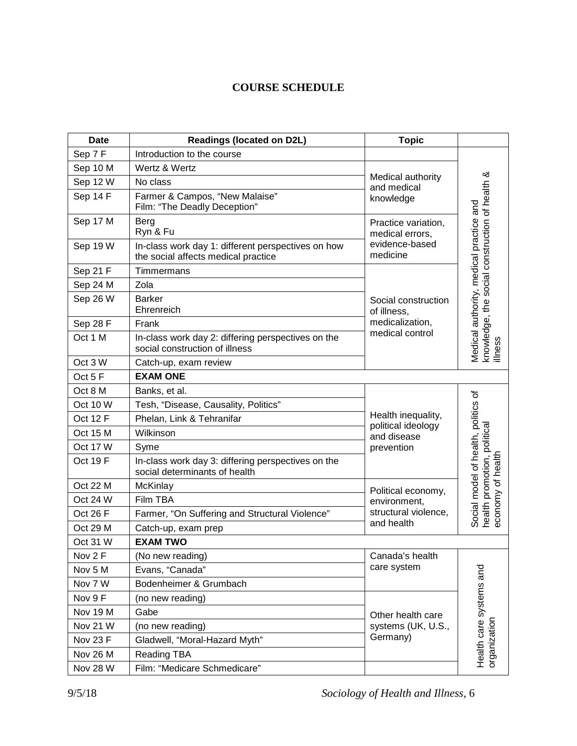## COURSE SCHEDULE

| Date | Readings (located on D2L) | Topic | |
|---|---|---|---|
| Sep 7 F | Introduction to the course | | Medical authority, medical practice and knowledge, the social construction of health & illness |
| Sep 10 M | Wertz & Wertz | Medical authority and medical knowledge | |
| Sep 12 W | No class | | |
| Sep 14 F | Farmer & Campos, “New Malaise” Film: “The Deadly Deception” | | |
| Sep 17 M | Berg Ryn & Fu | Practice variation, medical errors, evidence-based medicine | |
| Sep 19 W | In-class work day 1: different perspectives on how the social affects medical practice | | |
| Sep 21 F | Timmermans | Social construction of illness, medicalization, medical control | |
| Sep 24 M | Zola | | |
| Sep 26 W | Barker Ehrenreich | | |
| Sep 28 F | Frank | | |
| Oct 1 M | In-class work day 2: differing perspectives on the social construction of illness | | |
| Oct 3 W | Catch-up, exam review | | |
| Oct 5 F | **EXAM ONE** | | |
| Oct 8 M | Banks, et al. | Health inequality, political ideology and disease prevention | Social model of health, politics of health promotion, political economy of health |
| Oct 10 W | Tesh, “Disease, Causality, Politics” | | |
| Oct 12 F | Phelan, Link & Tehranifar | | |
| Oct 15 M | Wilkinson | | |
| Oct 17 W | Syme | | |
| Oct 19 F | In-class work day 3: differing perspectives on the social determinants of health | | |
| Oct 22 M | McKinlay | Political economy, environment, structural violence, and health | |
| Oct 24 W | Film TBA | | |
| Oct 26 F | Farmer, “On Suffering and Structural Violence” | | |
| Oct 29 M | Catch-up, exam prep | | |
| Oct 31 W | **EXAM TWO** | | |
| Nov 2 F | (No new reading) | Canada’s health care system | Health care systems and organization |
| Nov 5 M | Evans, “Canada” | | |
| Nov 7 W | Bodenheimer & Grumbach | | |
| Nov 9 F | (no new reading) | Other health care systems (UK, U.S., Germany) | |
| Nov 19 M | Gabe | | |
| Nov 21 W | (no new reading) | | |
| Nov 23 F | Gladwell, “Moral-Hazard Myth” | | |
| Nov 26 M | Reading TBA | | |
| Nov 28 W | Film: “Medicare Schmedicare” | | |

9/5/18 *Sociology of Health and Illness*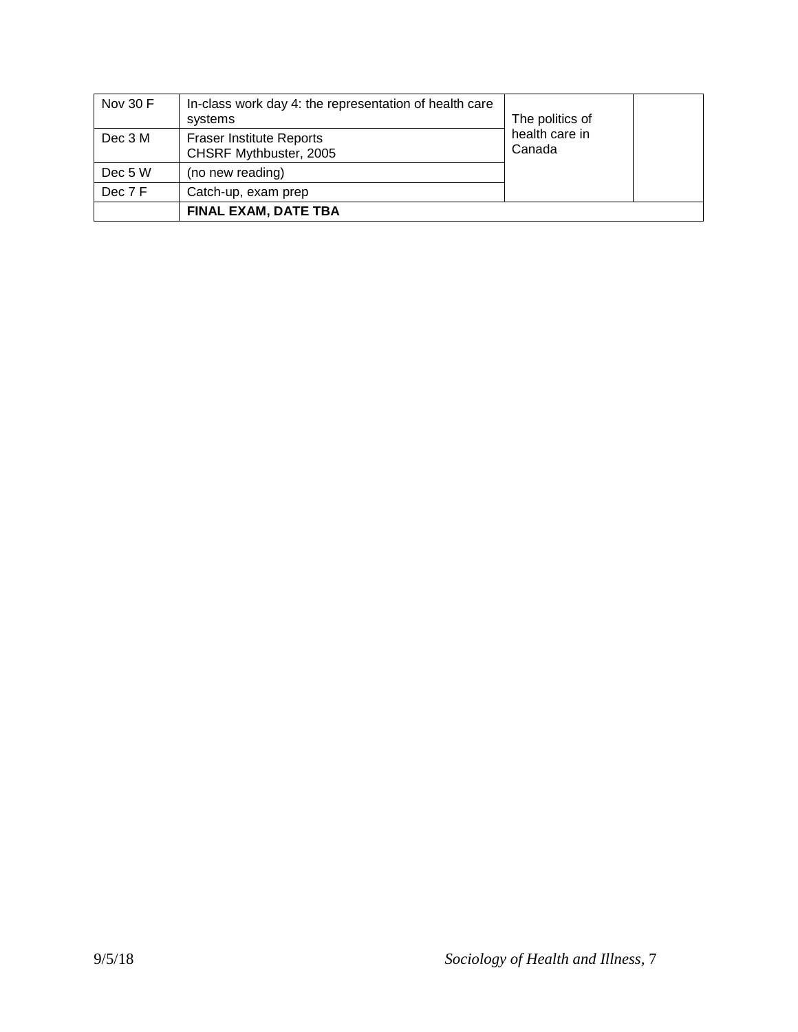| | | | |
|---|---|---|---|
| Nov 30 F | In-class work day 4: the representation of health care systems | The politics of health care in Canada | |
| Dec 3 M | Fraser Institute Reports<br>CHSRF Mythbuster, 2005 | | |
| Dec 5 W | (no new reading) | | |
| Dec 7 F | Catch-up, exam prep | | |
| | **FINAL EXAM, DATE TBA** | | |